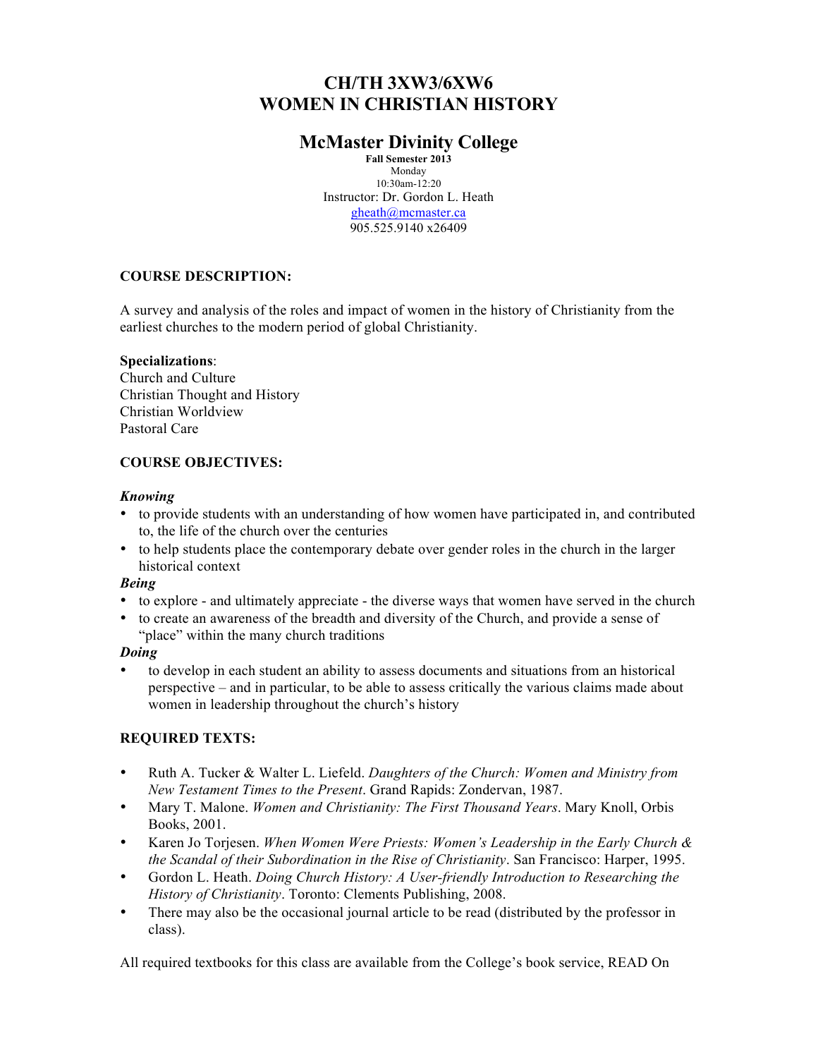# CH/TH 3XW3/6XW6
# WOMEN IN CHRISTIAN HISTORY

## McMaster Divinity College

**Fall Semester 2013**
Monday
10:30am-12:20
Instructor: Dr. Gordon L. Heath
gheath@mcmaster.ca
905.525.9140 x26409

### COURSE DESCRIPTION:

A survey and analysis of the roles and impact of women in the history of Christianity from the earliest churches to the modern period of global Christianity.

**Specializations**:
Church and Culture
Christian Thought and History
Christian Worldview
Pastoral Care

### COURSE OBJECTIVES:

***Knowing***

- to provide students with an understanding of how women have participated in, and contributed to, the life of the church over the centuries
- to help students place the contemporary debate over gender roles in the church in the larger historical context

***Being***

- to explore - and ultimately appreciate - the diverse ways that women have served in the church
- to create an awareness of the breadth and diversity of the Church, and provide a sense of "place" within the many church traditions

***Doing***

- to develop in each student an ability to assess documents and situations from an historical perspective – and in particular, to be able to assess critically the various claims made about women in leadership throughout the church's history

### REQUIRED TEXTS:

- Ruth A. Tucker & Walter L. Liefeld. *Daughters of the Church: Women and Ministry from New Testament Times to the Present*. Grand Rapids: Zondervan, 1987.
- Mary T. Malone. *Women and Christianity: The First Thousand Years*. Mary Knoll, Orbis Books, 2001.
- Karen Jo Torjesen. *When Women Were Priests: Women's Leadership in the Early Church & the Scandal of their Subordination in the Rise of Christianity*. San Francisco: Harper, 1995.
- Gordon L. Heath. *Doing Church History: A User-friendly Introduction to Researching the History of Christianity*. Toronto: Clements Publishing, 2008.
- There may also be the occasional journal article to be read (distributed by the professor in class).

All required textbooks for this class are available from the College's book service, READ On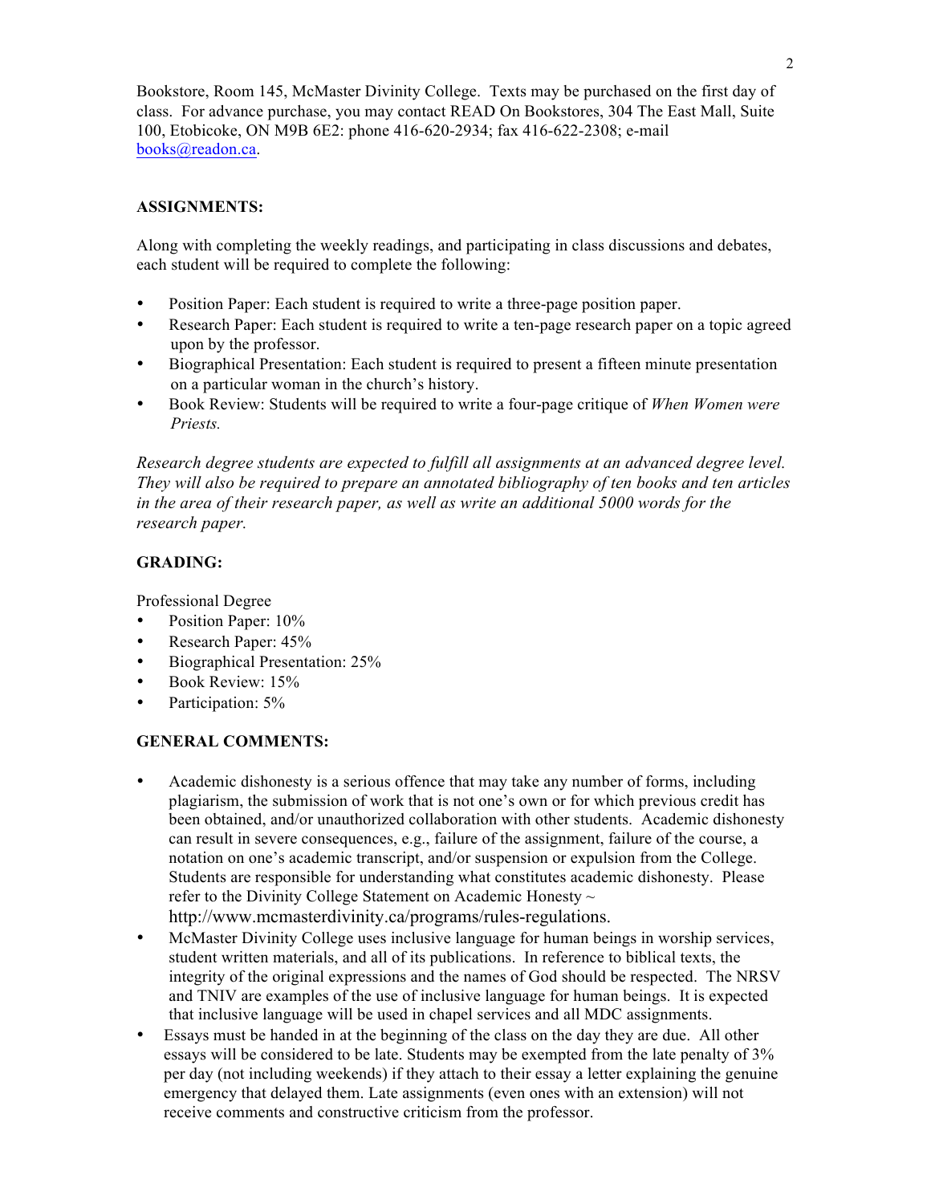Bookstore, Room 145, McMaster Divinity College. Texts may be purchased on the first day of class. For advance purchase, you may contact READ On Bookstores, 304 The East Mall, Suite 100, Etobicoke, ON M9B 6E2: phone 416-620-2934; fax 416-622-2308; e-mail books@readon.ca.

**ASSIGNMENTS:**

Along with completing the weekly readings, and participating in class discussions and debates, each student will be required to complete the following:

- Position Paper: Each student is required to write a three-page position paper.
- Research Paper: Each student is required to write a ten-page research paper on a topic agreed upon by the professor.
- Biographical Presentation: Each student is required to present a fifteen minute presentation on a particular woman in the church's history.
- Book Review: Students will be required to write a four-page critique of *When Women were Priests.*

*Research degree students are expected to fulfill all assignments at an advanced degree level. They will also be required to prepare an annotated bibliography of ten books and ten articles in the area of their research paper, as well as write an additional 5000 words for the research paper.*

**GRADING:**

Professional Degree

- Position Paper: 10%
- Research Paper: 45%
- Biographical Presentation: 25%
- Book Review: 15%
- Participation: 5%

**GENERAL COMMENTS:**

- Academic dishonesty is a serious offence that may take any number of forms, including plagiarism, the submission of work that is not one's own or for which previous credit has been obtained, and/or unauthorized collaboration with other students. Academic dishonesty can result in severe consequences, e.g., failure of the assignment, failure of the course, a notation on one's academic transcript, and/or suspension or expulsion from the College. Students are responsible for understanding what constitutes academic dishonesty. Please refer to the Divinity College Statement on Academic Honesty ~ http://www.mcmasterdivinity.ca/programs/rules-regulations.
- McMaster Divinity College uses inclusive language for human beings in worship services, student written materials, and all of its publications. In reference to biblical texts, the integrity of the original expressions and the names of God should be respected. The NRSV and TNIV are examples of the use of inclusive language for human beings. It is expected that inclusive language will be used in chapel services and all MDC assignments.
- Essays must be handed in at the beginning of the class on the day they are due. All other essays will be considered to be late. Students may be exempted from the late penalty of 3% per day (not including weekends) if they attach to their essay a letter explaining the genuine emergency that delayed them. Late assignments (even ones with an extension) will not receive comments and constructive criticism from the professor.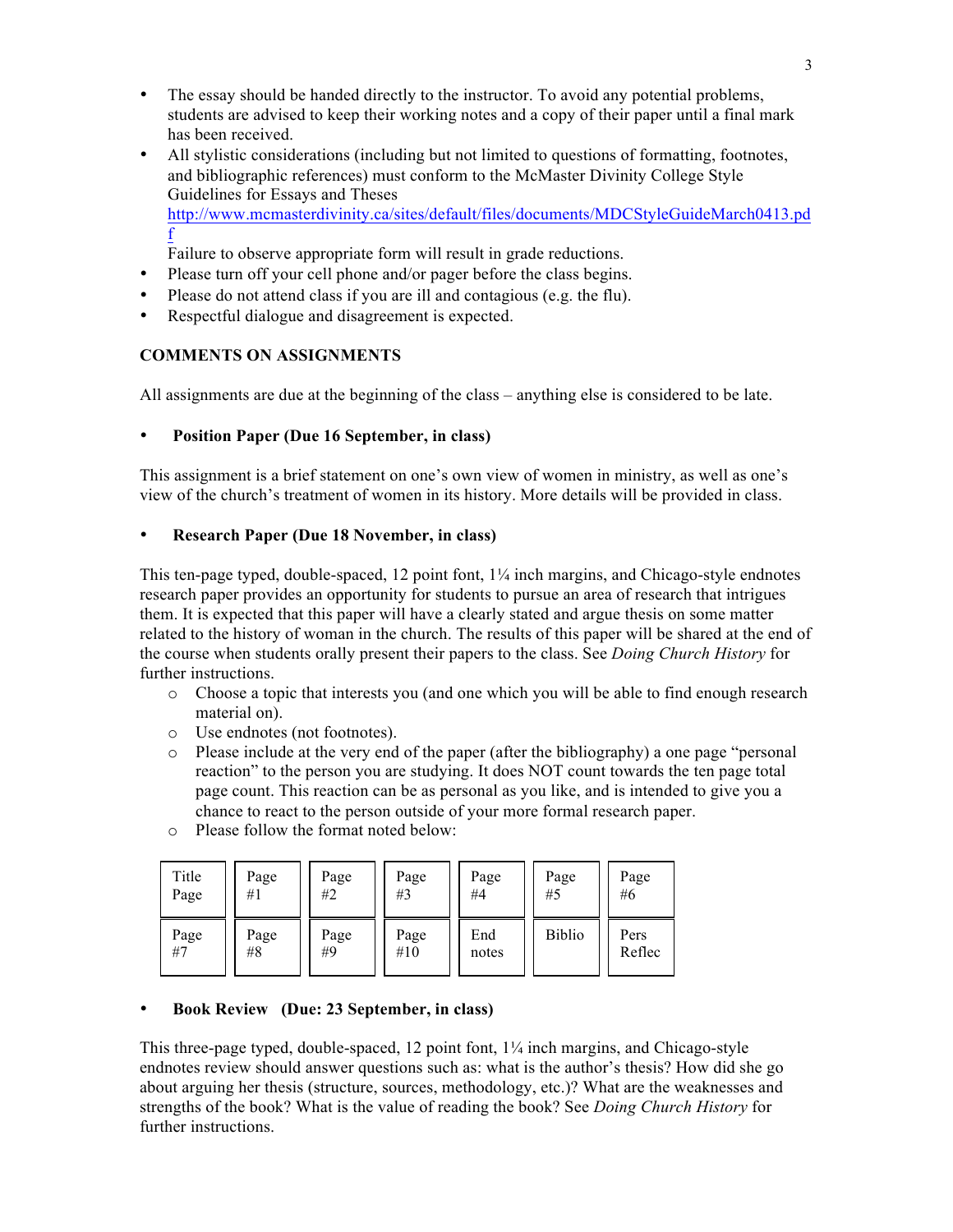- The essay should be handed directly to the instructor. To avoid any potential problems, students are advised to keep their working notes and a copy of their paper until a final mark has been received.
- All stylistic considerations (including but not limited to questions of formatting, footnotes, and bibliographic references) must conform to the McMaster Divinity College Style Guidelines for Essays and Theses [http://www.mcmasterdivinity.ca/sites/default/files/documents/MDCStyleGuideMarch0413.pdf](http://www.mcmasterdivinity.ca/sites/default/files/documents/MDCStyleGuideMarch0413.pdf)
  Failure to observe appropriate form will result in grade reductions.
- Please turn off your cell phone and/or pager before the class begins.
- Please do not attend class if you are ill and contagious (e.g. the flu).
- Respectful dialogue and disagreement is expected.

## COMMENTS ON ASSIGNMENTS

All assignments are due at the beginning of the class – anything else is considered to be late.

- **Position Paper (Due 16 September, in class)**

This assignment is a brief statement on one's own view of women in ministry, as well as one's view of the church's treatment of women in its history. More details will be provided in class.

- **Research Paper (Due 18 November, in class)**

This ten-page typed, double-spaced, 12 point font, 1¼ inch margins, and Chicago-style endnotes research paper provides an opportunity for students to pursue an area of research that intrigues them. It is expected that this paper will have a clearly stated and argue thesis on some matter related to the history of woman in the church. The results of this paper will be shared at the end of the course when students orally present their papers to the class. See *Doing Church History* for further instructions.

  - Choose a topic that interests you (and one which you will be able to find enough research material on).
  - Use endnotes (not footnotes).
  - Please include at the very end of the paper (after the bibliography) a one page "personal reaction" to the person you are studying. It does NOT count towards the ten page total page count. This reaction can be as personal as you like, and is intended to give you a chance to react to the person outside of your more formal research paper.
  - Please follow the format noted below:

| Title Page | Page #1 | Page #2 | Page #3 | Page #4 | Page #5 | Page #6 |
|---|---|---|---|---|---|---|
| Page #7 | Page #8 | Page #9 | Page #10 | End notes | Biblio | Pers Reflec |

- **Book Review (Due: 23 September, in class)**

This three-page typed, double-spaced, 12 point font, 1¼ inch margins, and Chicago-style endnotes review should answer questions such as: what is the author's thesis? How did she go about arguing her thesis (structure, sources, methodology, etc.)? What are the weaknesses and strengths of the book? What is the value of reading the book? See *Doing Church History* for further instructions.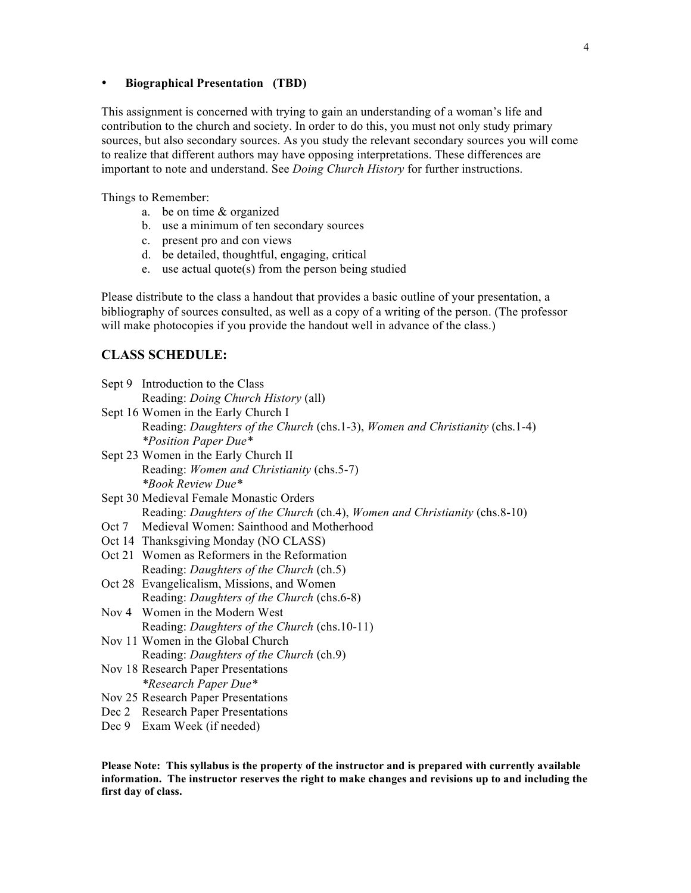- **Biographical Presentation (TBD)**

This assignment is concerned with trying to gain an understanding of a woman's life and contribution to the church and society. In order to do this, you must not only study primary sources, but also secondary sources. As you study the relevant secondary sources you will come to realize that different authors may have opposing interpretations. These differences are important to note and understand. See *Doing Church History* for further instructions.

Things to Remember:

a. be on time & organized
b. use a minimum of ten secondary sources
c. present pro and con views
d. be detailed, thoughtful, engaging, critical
e. use actual quote(s) from the person being studied

Please distribute to the class a handout that provides a basic outline of your presentation, a bibliography of sources consulted, as well as a copy of a writing of the person. (The professor will make photocopies if you provide the handout well in advance of the class.)

## CLASS SCHEDULE:

Sept 9 Introduction to the Class
 Reading: *Doing Church History* (all)

Sept 16 Women in the Early Church I
 Reading: *Daughters of the Church* (chs.1-3), *Women and Christianity* (chs.1-4)
 *\*Position Paper Due\**

Sept 23 Women in the Early Church II
 Reading: *Women and Christianity* (chs.5-7)
 *\*Book Review Due\**

Sept 30 Medieval Female Monastic Orders
 Reading: *Daughters of the Church* (ch.4), *Women and Christianity* (chs.8-10)

Oct 7 Medieval Women: Sainthood and Motherhood

Oct 14 Thanksgiving Monday (NO CLASS)

Oct 21 Women as Reformers in the Reformation
 Reading: *Daughters of the Church* (ch.5)

Oct 28 Evangelicalism, Missions, and Women
 Reading: *Daughters of the Church* (chs.6-8)

Nov 4 Women in the Modern West
 Reading: *Daughters of the Church* (chs.10-11)

Nov 11 Women in the Global Church
 Reading: *Daughters of the Church* (ch.9)

Nov 18 Research Paper Presentations
 *\*Research Paper Due\**

Nov 25 Research Paper Presentations

Dec 2 Research Paper Presentations

Dec 9 Exam Week (if needed)

**Please Note: This syllabus is the property of the instructor and is prepared with currently available information. The instructor reserves the right to make changes and revisions up to and including the first day of class.**